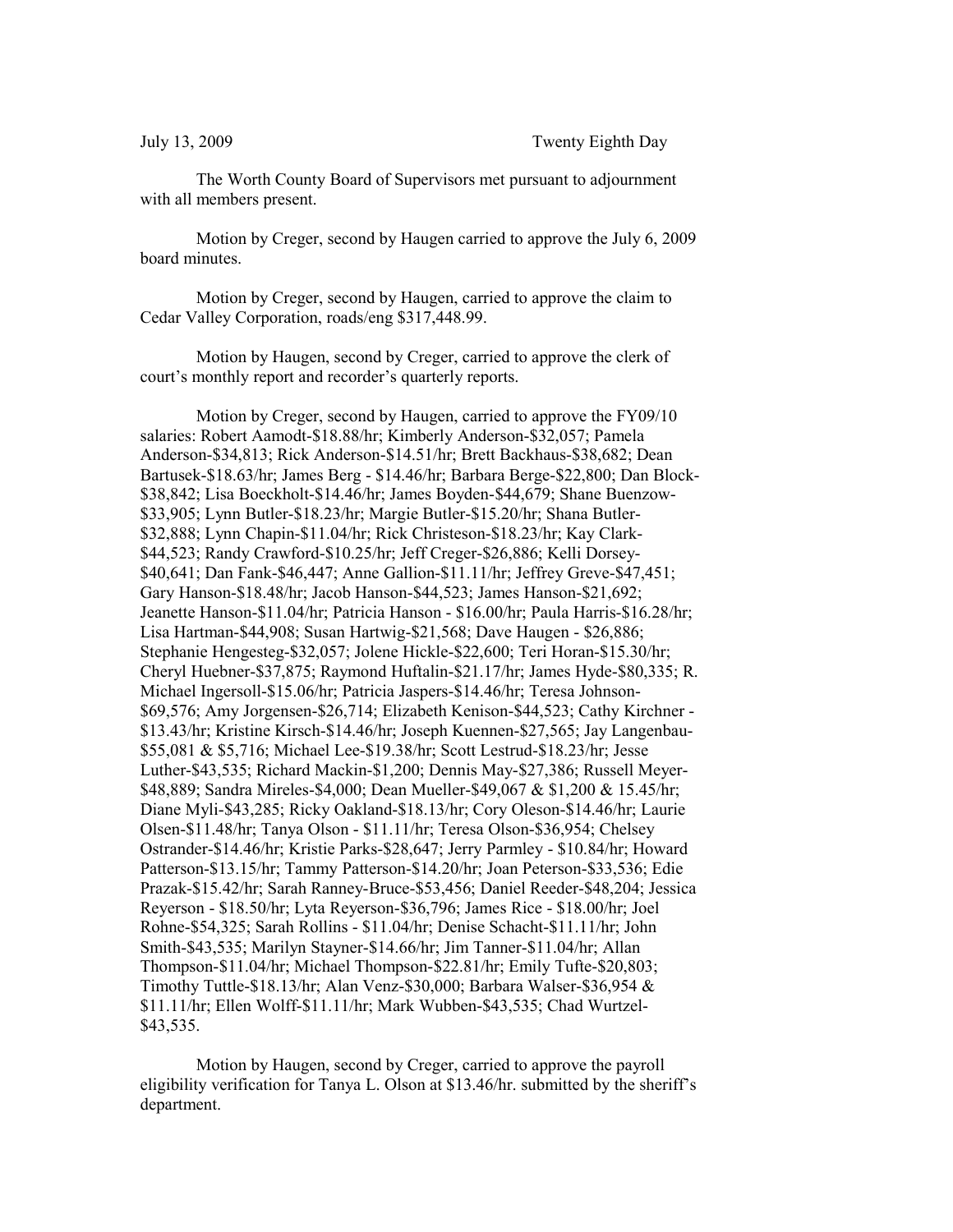July 13, 2009 Twenty Eighth Day

The Worth County Board of Supervisors met pursuant to adjournment with all members present.

Motion by Creger, second by Haugen carried to approve the July 6, 2009 board minutes.

Motion by Creger, second by Haugen, carried to approve the claim to Cedar Valley Corporation, roads/eng $317,448.99.

Motion by Haugen, second by Creger, carried to approve the clerk of court's monthly report and recorder's quarterly reports.

Motion by Creger, second by Haugen, carried to approve the FY09/10 salaries: Robert Aamodt-$18.88/hr; Kimberly Anderson-$32,057; Pamela Anderson-$34,813; Rick Anderson-$14.51/hr; Brett Backhaus-$38,682; Dean Bartusek-$18.63/hr; James Berg - $14.46/hr; Barbara Berge-$22,800; Dan Block-$38,842; Lisa Boeckholt-$14.46/hr; James Boyden-$44,679; Shane Buenzow-$33,905; Lynn Butler-$18.23/hr; Margie Butler-$15.20/hr; Shana Butler-$32,888; Lynn Chapin-$11.04/hr; Rick Christeson-$18.23/hr; Kay Clark-$44,523; Randy Crawford-$10.25/hr; Jeff Creger-$26,886; Kelli Dorsey-$40,641; Dan Fank-$46,447; Anne Gallion-$11.11/hr; Jeffrey Greve-$47,451; Gary Hanson-$18.48/hr; Jacob Hanson-$44,523; James Hanson-$21,692; Jeanette Hanson-$11.04/hr; Patricia Hanson - $16.00/hr; Paula Harris-$16.28/hr; Lisa Hartman-$44,908; Susan Hartwig-$21,568; Dave Haugen - $26,886; Stephanie Hengesteg-$32,057; Jolene Hickle-$22,600; Teri Horan-$15.30/hr; Cheryl Huebner-$37,875; Raymond Huftalin-$21.17/hr; James Hyde-$80,335; R. Michael Ingersoll-$15.06/hr; Patricia Jaspers-$14.46/hr; Teresa Johnson-$69,576; Amy Jorgensen-$26,714; Elizabeth Kenison-$44,523; Cathy Kirchner - $13.43/hr; Kristine Kirsch-$14.46/hr; Joseph Kuennen-$27,565; Jay Langenbau-$55,081 & $5,716; Michael Lee-$19.38/hr; Scott Lestrud-$18.23/hr; Jesse Luther-$43,535; Richard Mackin-$1,200; Dennis May-$27,386; Russell Meyer-$48,889; Sandra Mireles-$4,000; Dean Mueller-$49,067 & $1,200 & 15.45/hr; Diane Myli-$43,285; Ricky Oakland-$18.13/hr; Cory Oleson-$14.46/hr; Laurie Olsen-$11.48/hr; Tanya Olson - $11.11/hr; Teresa Olson-$36,954; Chelsey Ostrander-$14.46/hr; Kristie Parks-$28,647; Jerry Parmley - $10.84/hr; Howard Patterson-$13.15/hr; Tammy Patterson-$14.20/hr; Joan Peterson-$33,536; Edie Prazak-$15.42/hr; Sarah Ranney-Bruce-$53,456; Daniel Reeder-$48,204; Jessica Reyerson - $18.50/hr; Lyta Reyerson-$36,796; James Rice - $18.00/hr; Joel Rohne-$54,325; Sarah Rollins - $11.04/hr; Denise Schacht-$11.11/hr; John Smith-$43,535; Marilyn Stayner-$14.66/hr; Jim Tanner-$11.04/hr; Allan Thompson-$11.04/hr; Michael Thompson-$22.81/hr; Emily Tufte-$20,803; Timothy Tuttle-$18.13/hr; Alan Venz-$30,000; Barbara Walser-$36,954 & $11.11/hr; Ellen Wolff-$11.11/hr; Mark Wubben-$43,535; Chad Wurtzel-$43,535.

Motion by Haugen, second by Creger, carried to approve the payroll eligibility verification for Tanya L. Olson at $13.46/hr. submitted by the sheriff's department.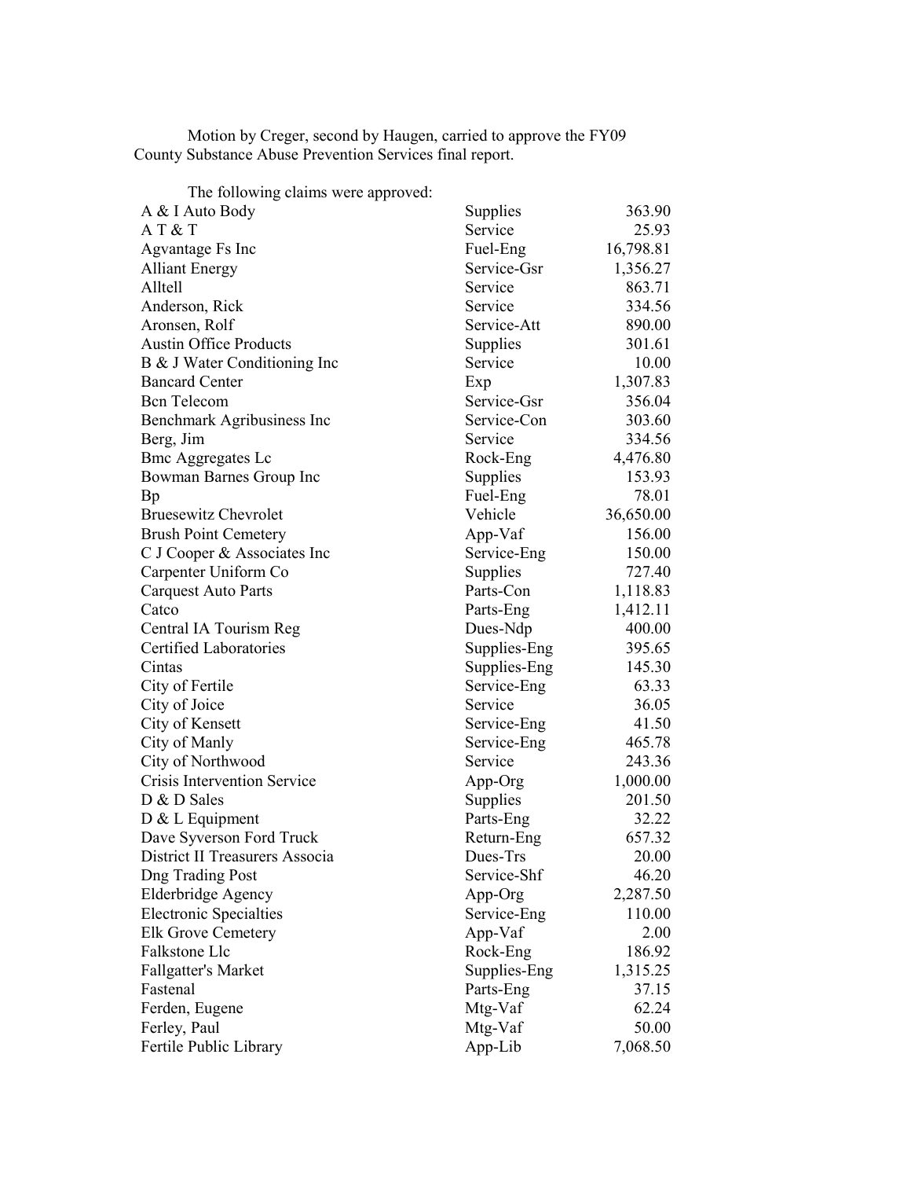Motion by Creger, second by Haugen, carried to approve the FY09 County Substance Abuse Prevention Services final report.

The following claims were approved:

| | | |
|---|---|---|
| A & I Auto Body | Supplies | 363.90 |
| A T & T | Service | 25.93 |
| Agvantage Fs Inc | Fuel-Eng | 16,798.81 |
| Alliant Energy | Service-Gsr | 1,356.27 |
| Alltell | Service | 863.71 |
| Anderson, Rick | Service | 334.56 |
| Aronsen, Rolf | Service-Att | 890.00 |
| Austin Office Products | Supplies | 301.61 |
| B & J Water Conditioning Inc | Service | 10.00 |
| Bancard Center | Exp | 1,307.83 |
| Bcn Telecom | Service-Gsr | 356.04 |
| Benchmark Agribusiness Inc | Service-Con | 303.60 |
| Berg, Jim | Service | 334.56 |
| Bmc Aggregates Lc | Rock-Eng | 4,476.80 |
| Bowman Barnes Group Inc | Supplies | 153.93 |
| Bp | Fuel-Eng | 78.01 |
| Bruesewitz Chevrolet | Vehicle | 36,650.00 |
| Brush Point Cemetery | App-Vaf | 156.00 |
| C J Cooper & Associates Inc | Service-Eng | 150.00 |
| Carpenter Uniform Co | Supplies | 727.40 |
| Carquest Auto Parts | Parts-Con | 1,118.83 |
| Catco | Parts-Eng | 1,412.11 |
| Central IA Tourism Reg | Dues-Ndp | 400.00 |
| Certified Laboratories | Supplies-Eng | 395.65 |
| Cintas | Supplies-Eng | 145.30 |
| City of Fertile | Service-Eng | 63.33 |
| City of Joice | Service | 36.05 |
| City of Kensett | Service-Eng | 41.50 |
| City of Manly | Service-Eng | 465.78 |
| City of Northwood | Service | 243.36 |
| Crisis Intervention Service | App-Org | 1,000.00 |
| D & D Sales | Supplies | 201.50 |
| D & L Equipment | Parts-Eng | 32.22 |
| Dave Syverson Ford Truck | Return-Eng | 657.32 |
| District II Treasurers Associa | Dues-Trs | 20.00 |
| Dng Trading Post | Service-Shf | 46.20 |
| Elderbridge Agency | App-Org | 2,287.50 |
| Electronic Specialties | Service-Eng | 110.00 |
| Elk Grove Cemetery | App-Vaf | 2.00 |
| Falkstone Llc | Rock-Eng | 186.92 |
| Fallgatter's Market | Supplies-Eng | 1,315.25 |
| Fastenal | Parts-Eng | 37.15 |
| Ferden, Eugene | Mtg-Vaf | 62.24 |
| Ferley, Paul | Mtg-Vaf | 50.00 |
| Fertile Public Library | App-Lib | 7,068.50 |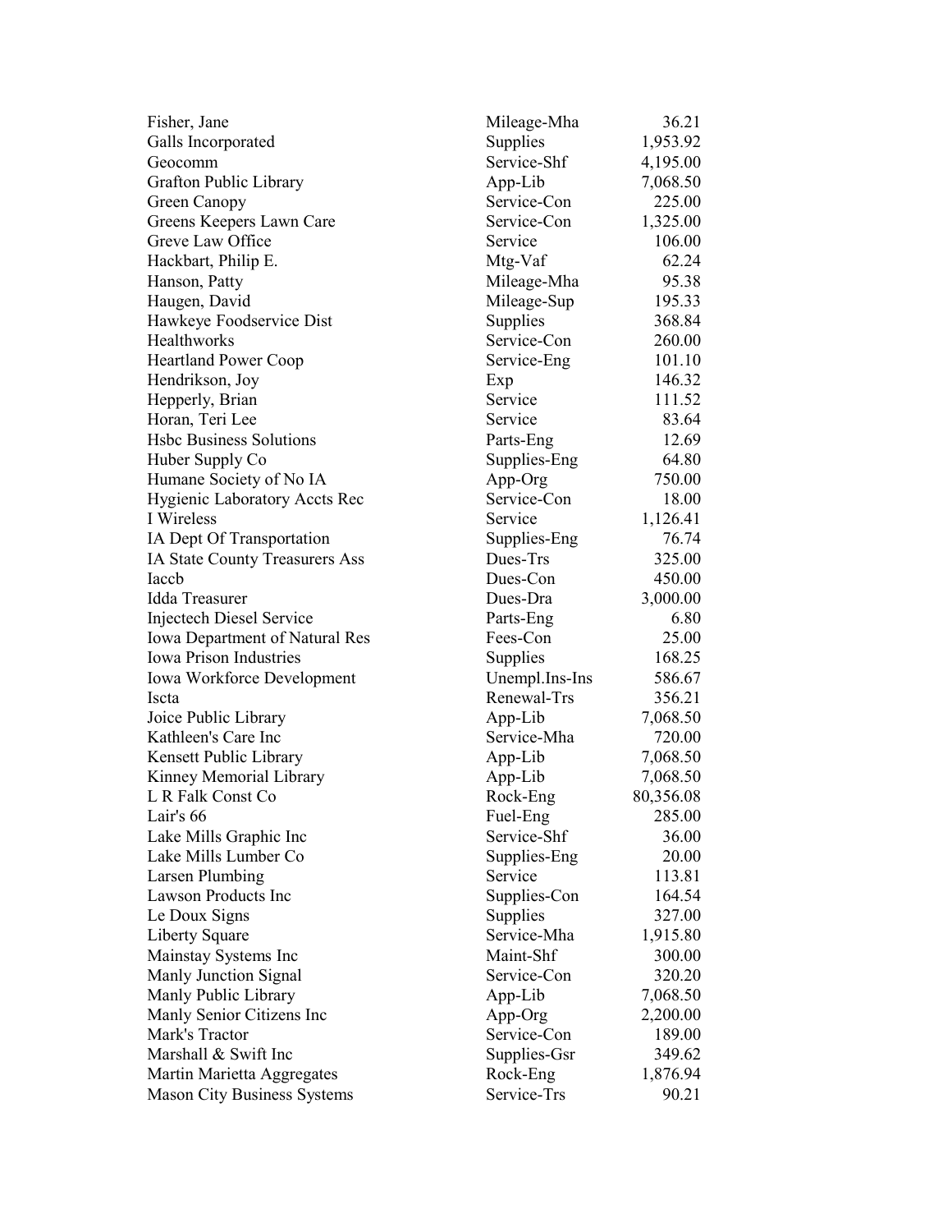| | | |
|---|---|---|
| Fisher, Jane | Mileage-Mha | 36.21 |
| Galls Incorporated | Supplies | 1,953.92 |
| Geocomm | Service-Shf | 4,195.00 |
| Grafton Public Library | App-Lib | 7,068.50 |
| Green Canopy | Service-Con | 225.00 |
| Greens Keepers Lawn Care | Service-Con | 1,325.00 |
| Greve Law Office | Service | 106.00 |
| Hackbart, Philip E. | Mtg-Vaf | 62.24 |
| Hanson, Patty | Mileage-Mha | 95.38 |
| Haugen, David | Mileage-Sup | 195.33 |
| Hawkeye Foodservice Dist | Supplies | 368.84 |
| Healthworks | Service-Con | 260.00 |
| Heartland Power Coop | Service-Eng | 101.10 |
| Hendrikson, Joy | Exp | 146.32 |
| Hepperly, Brian | Service | 111.52 |
| Horan, Teri Lee | Service | 83.64 |
| Hsbc Business Solutions | Parts-Eng | 12.69 |
| Huber Supply Co | Supplies-Eng | 64.80 |
| Humane Society of No IA | App-Org | 750.00 |
| Hygienic Laboratory Accts Rec | Service-Con | 18.00 |
| I Wireless | Service | 1,126.41 |
| IA Dept Of Transportation | Supplies-Eng | 76.74 |
| IA State County Treasurers Ass | Dues-Trs | 325.00 |
| Iaccb | Dues-Con | 450.00 |
| Idda Treasurer | Dues-Dra | 3,000.00 |
| Injectech Diesel Service | Parts-Eng | 6.80 |
| Iowa Department of Natural Res | Fees-Con | 25.00 |
| Iowa Prison Industries | Supplies | 168.25 |
| Iowa Workforce Development | Unempl.Ins-Ins | 586.67 |
| Iscta | Renewal-Trs | 356.21 |
| Joice Public Library | App-Lib | 7,068.50 |
| Kathleen's Care Inc | Service-Mha | 720.00 |
| Kensett Public Library | App-Lib | 7,068.50 |
| Kinney Memorial Library | App-Lib | 7,068.50 |
| L R Falk Const Co | Rock-Eng | 80,356.08 |
| Lair's 66 | Fuel-Eng | 285.00 |
| Lake Mills Graphic Inc | Service-Shf | 36.00 |
| Lake Mills Lumber Co | Supplies-Eng | 20.00 |
| Larsen Plumbing | Service | 113.81 |
| Lawson Products Inc | Supplies-Con | 164.54 |
| Le Doux Signs | Supplies | 327.00 |
| Liberty Square | Service-Mha | 1,915.80 |
| Mainstay Systems Inc | Maint-Shf | 300.00 |
| Manly Junction Signal | Service-Con | 320.20 |
| Manly Public Library | App-Lib | 7,068.50 |
| Manly Senior Citizens Inc | App-Org | 2,200.00 |
| Mark's Tractor | Service-Con | 189.00 |
| Marshall & Swift Inc | Supplies-Gsr | 349.62 |
| Martin Marietta Aggregates | Rock-Eng | 1,876.94 |
| Mason City Business Systems | Service-Trs | 90.21 |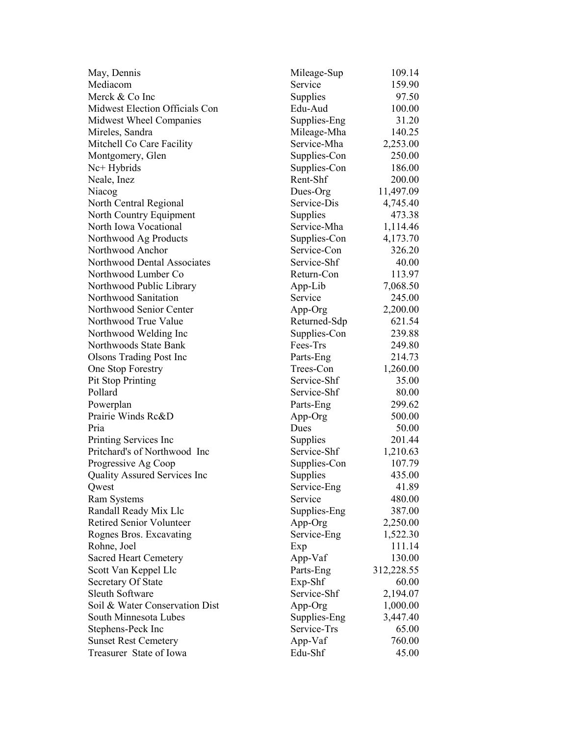| | | |
|---|---|---|
| May, Dennis | Mileage-Sup | 109.14 |
| Mediacom | Service | 159.90 |
| Merck & Co Inc | Supplies | 97.50 |
| Midwest Election Officials Con | Edu-Aud | 100.00 |
| Midwest Wheel Companies | Supplies-Eng | 31.20 |
| Mireles, Sandra | Mileage-Mha | 140.25 |
| Mitchell Co Care Facility | Service-Mha | 2,253.00 |
| Montgomery, Glen | Supplies-Con | 250.00 |
| Nc+ Hybrids | Supplies-Con | 186.00 |
| Neale, Inez | Rent-Shf | 200.00 |
| Niacog | Dues-Org | 11,497.09 |
| North Central Regional | Service-Dis | 4,745.40 |
| North Country Equipment | Supplies | 473.38 |
| North Iowa Vocational | Service-Mha | 1,114.46 |
| Northwood Ag Products | Supplies-Con | 4,173.70 |
| Northwood Anchor | Service-Con | 326.20 |
| Northwood Dental Associates | Service-Shf | 40.00 |
| Northwood Lumber Co | Return-Con | 113.97 |
| Northwood Public Library | App-Lib | 7,068.50 |
| Northwood Sanitation | Service | 245.00 |
| Northwood Senior Center | App-Org | 2,200.00 |
| Northwood True Value | Returned-Sdp | 621.54 |
| Northwood Welding Inc | Supplies-Con | 239.88 |
| Northwoods State Bank | Fees-Trs | 249.80 |
| Olsons Trading Post Inc | Parts-Eng | 214.73 |
| One Stop Forestry | Trees-Con | 1,260.00 |
| Pit Stop Printing | Service-Shf | 35.00 |
| Pollard | Service-Shf | 80.00 |
| Powerplan | Parts-Eng | 299.62 |
| Prairie Winds Rc&D | App-Org | 500.00 |
| Pria | Dues | 50.00 |
| Printing Services Inc | Supplies | 201.44 |
| Pritchard's of Northwood Inc | Service-Shf | 1,210.63 |
| Progressive Ag Coop | Supplies-Con | 107.79 |
| Quality Assured Services Inc | Supplies | 435.00 |
| Qwest | Service-Eng | 41.89 |
| Ram Systems | Service | 480.00 |
| Randall Ready Mix Llc | Supplies-Eng | 387.00 |
| Retired Senior Volunteer | App-Org | 2,250.00 |
| Rognes Bros. Excavating | Service-Eng | 1,522.30 |
| Rohne, Joel | Exp | 111.14 |
| Sacred Heart Cemetery | App-Vaf | 130.00 |
| Scott Van Keppel Llc | Parts-Eng | 312,228.55 |
| Secretary Of State | Exp-Shf | 60.00 |
| Sleuth Software | Service-Shf | 2,194.07 |
| Soil & Water Conservation Dist | App-Org | 1,000.00 |
| South Minnesota Lubes | Supplies-Eng | 3,447.40 |
| Stephens-Peck Inc | Service-Trs | 65.00 |
| Sunset Rest Cemetery | App-Vaf | 760.00 |
| Treasurer State of Iowa | Edu-Shf | 45.00 |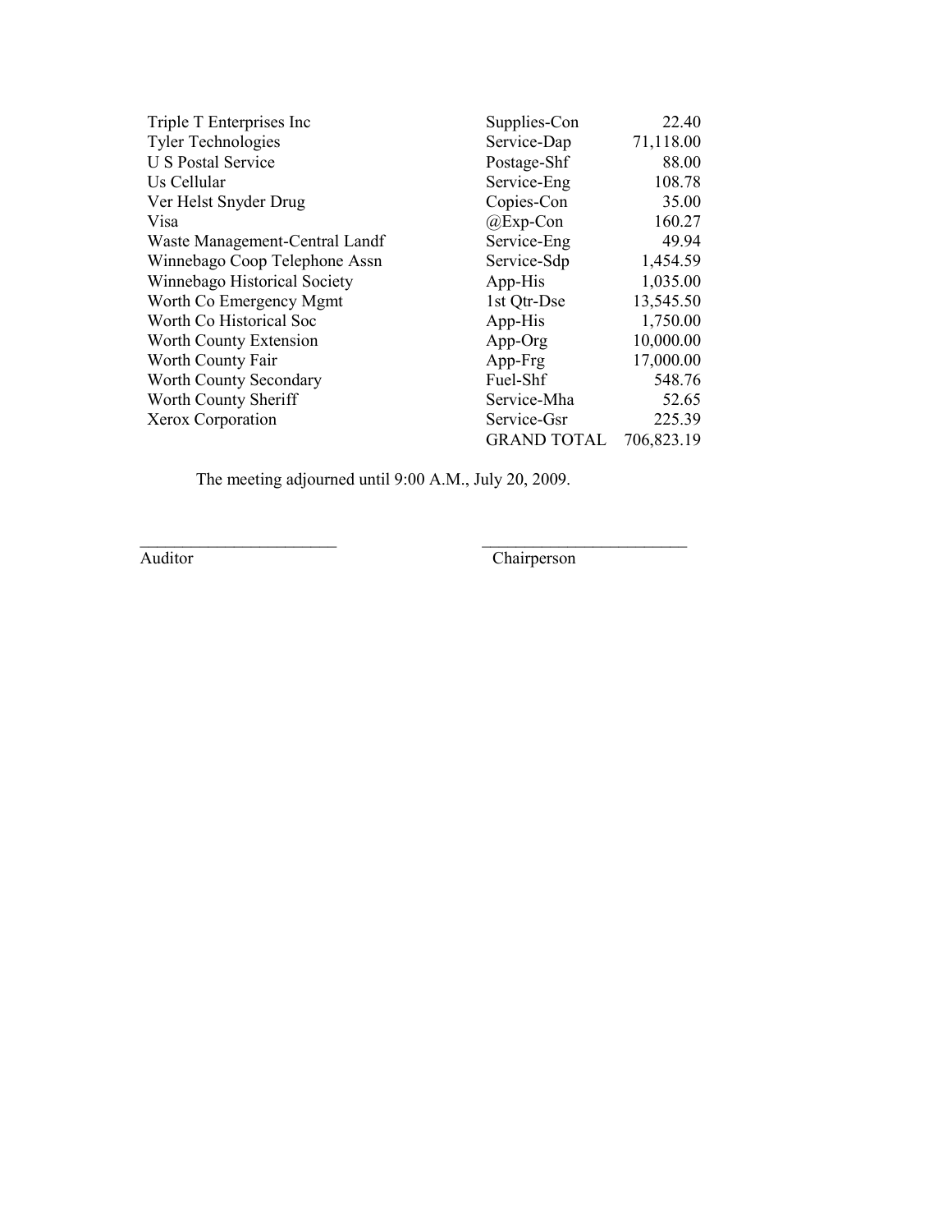| | | |
|---|---|---|
| Triple T Enterprises Inc | Supplies-Con | 22.40 |
| Tyler Technologies | Service-Dap | 71,118.00 |
| U S Postal Service | Postage-Shf | 88.00 |
| Us Cellular | Service-Eng | 108.78 |
| Ver Helst Snyder Drug | Copies-Con | 35.00 |
| Visa | @Exp-Con | 160.27 |
| Waste Management-Central Landf | Service-Eng | 49.94 |
| Winnebago Coop Telephone Assn | Service-Sdp | 1,454.59 |
| Winnebago Historical Society | App-His | 1,035.00 |
| Worth Co Emergency Mgmt | 1st Qtr-Dse | 13,545.50 |
| Worth Co Historical Soc | App-His | 1,750.00 |
| Worth County Extension | App-Org | 10,000.00 |
| Worth County Fair | App-Frg | 17,000.00 |
| Worth County Secondary | Fuel-Shf | 548.76 |
| Worth County Sheriff | Service-Mha | 52.65 |
| Xerox Corporation | Service-Gsr | 225.39 |
| | GRAND TOTAL | 706,823.19 |

The meeting adjourned until 9:00 A.M., July 20, 2009.

_______________________ _______________________

Auditor Chairperson